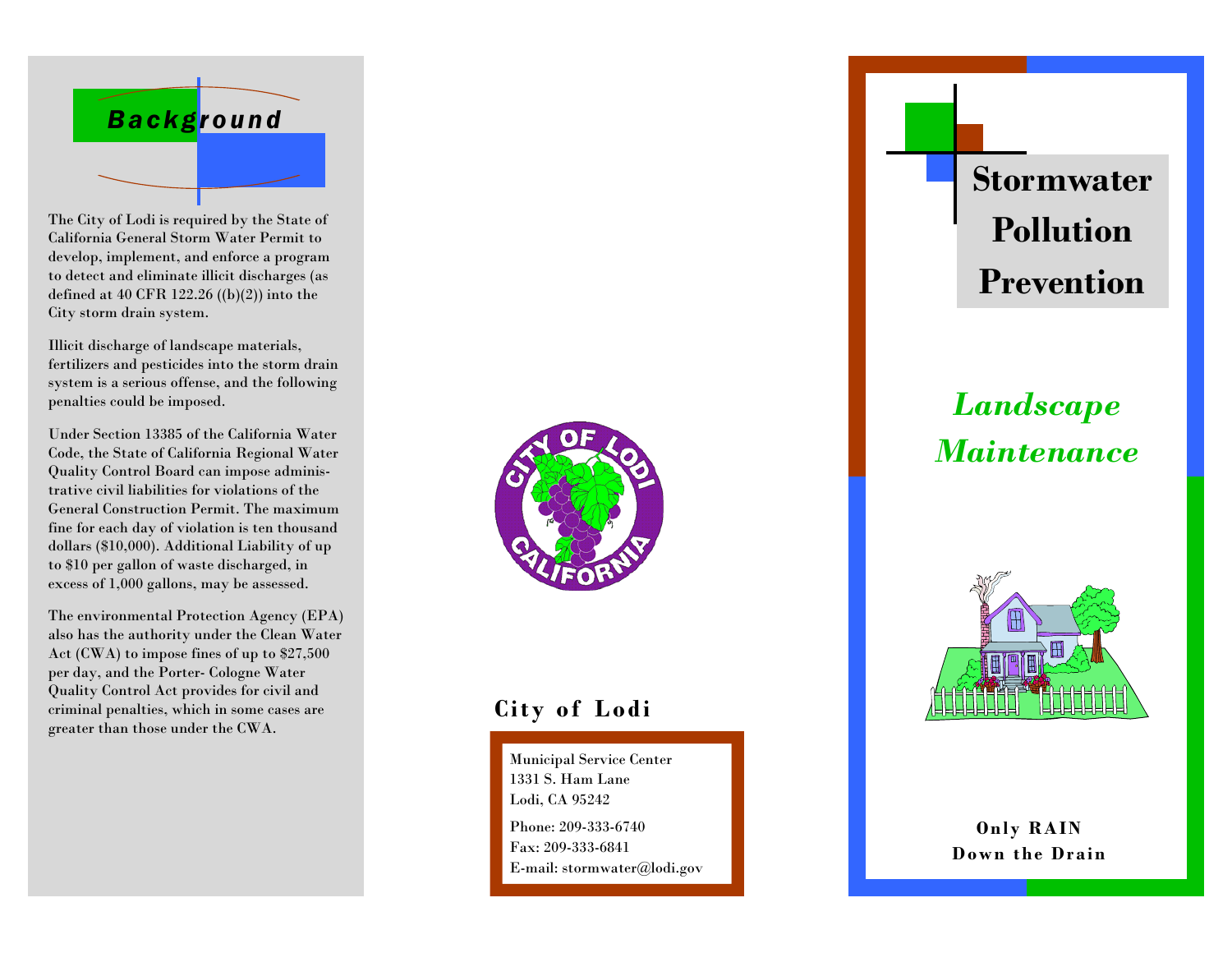## Background

The City of Lodi is required by the State of California General Storm Water Permit to develop, implement, and enforce a program to detect and eliminate illicit discharges (as defined at 40 CFR 122.26 ((b)(2)) into the City storm drain system.

Illicit discharge of landscape materials, fertilizers and pesticides into the storm drain system is a serious offense, and the following penalties could be imposed.

Under Section 13385 of the California Water Code, the State of California Regional Water Quality Control Board can impose administrative civil liabilities for violations of the General Construction Permit. The maximum fine for each day of violation is ten thousand dollars ($10,000). Additional Liability of up to $10 per gallon of waste discharged, in excess of 1,000 gallons, may be assessed.

The environmental Protection Agency (EPA) also has the authority under the Clean Water Act (CWA) to impose fines of up to $27,500 per day, and the Porter- Cologne Water Quality Control Act provides for civil and criminal penalties, which in some cases are greater than those under the CWA.

**City of Lodi**

Municipal Service Center
1331 S. Ham Lane
Lodi, CA 95242

Phone: 209-333-6740
Fax: 209-333-6841
E-mail: stormwater@lodi.gov

# Stormwater Pollution Prevention

## *Landscape Maintenance*

**Only RAIN Down the Drain**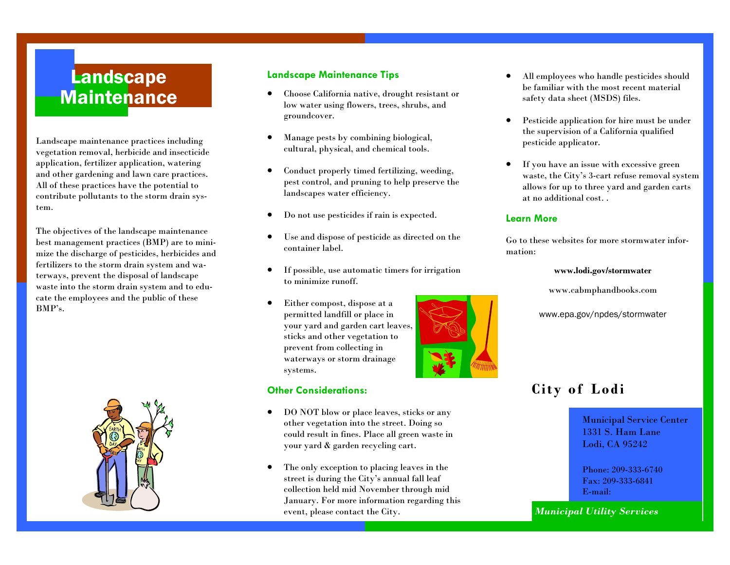# Landscape Maintenance

Landscape maintenance practices including vegetation removal, herbicide and insecticide application, fertilizer application, watering and other gardening and lawn care practices. All of these practices have the potential to contribute pollutants to the storm drain system.

The objectives of the landscape maintenance best management practices (BMP) are to minimize the discharge of pesticides, herbicides and fertilizers to the storm drain system and waterways, prevent the disposal of landscape waste into the storm drain system and to educate the employees and the public of these BMP's.

## Landscape Maintenance Tips

- Choose California native, drought resistant or low water using flowers, trees, shrubs, and groundcover.
- Manage pests by combining biological, cultural, physical, and chemical tools.
- Conduct properly timed fertilizing, weeding, pest control, and pruning to help preserve the landscapes water efficiency.
- Do not use pesticides if rain is expected.
- Use and dispose of pesticide as directed on the container label.
- If possible, use automatic timers for irrigation to minimize runoff.
- Either compost, dispose at a permitted landfill or place in your yard and garden cart leaves, sticks and other vegetation to prevent from collecting in waterways or storm drainage systems.

## Other Considerations:

- DO NOT blow or place leaves, sticks or any other vegetation into the street. Doing so could result in fines. Place all green waste in your yard & garden recycling cart.
- The only exception to placing leaves in the street is during the City's annual fall leaf collection held mid November through mid January. For more information regarding this event, please contact the City.
- All employees who handle pesticides should be familiar with the most recent material safety data sheet (MSDS) files.
- Pesticide application for hire must be under the supervision of a California qualified pesticide applicator.
- If you have an issue with excessive green waste, the City's 3-cart refuse removal system allows for up to three yard and garden carts at no additional cost. .

## Learn More

Go to these websites for more stormwater information:

**www.lodi.gov/stormwater**

www.cabmphandbooks.com

www.epa.gov/npdes/stormwater

## City of Lodi

Municipal Service Center
1331 S. Ham Lane
Lodi, CA 95242

Phone: 209-333-6740
Fax: 209-333-6841
E-mail:

*Municipal Utility Services*